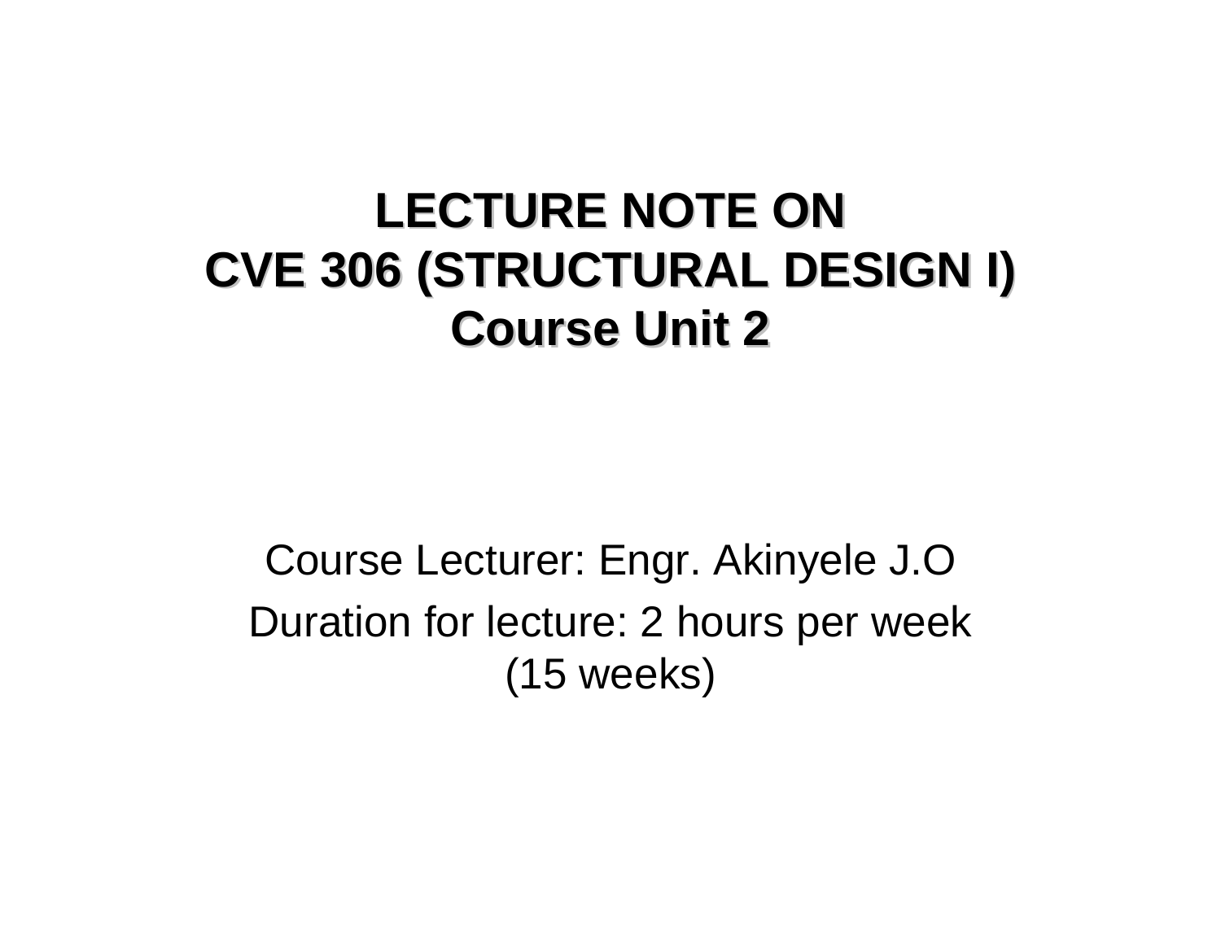# LECTURE NOTE ON
# CVE 306 (STRUCTURAL DESIGN I)
# Course Unit 2

Course Lecturer: Engr. Akinyele J.O

Duration for lecture: 2 hours per week (15 weeks)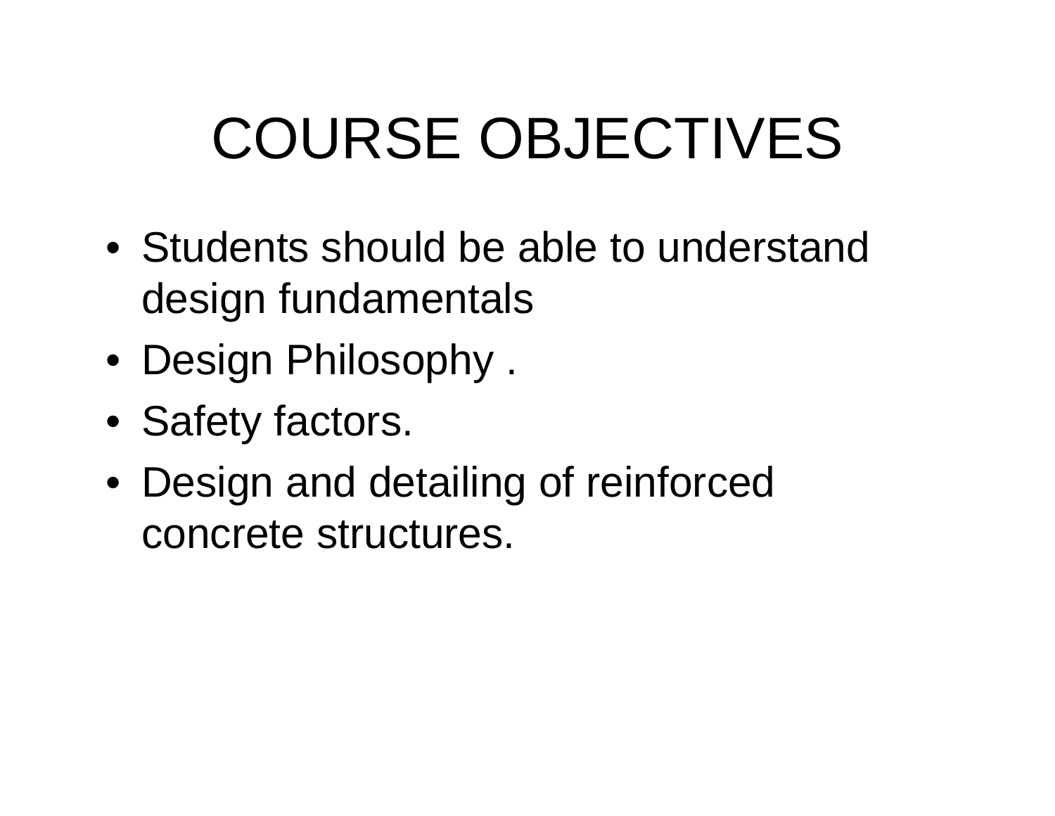# COURSE OBJECTIVES

- Students should be able to understand design fundamentals
- Design Philosophy .
- Safety factors.
- Design and detailing of reinforced concrete structures.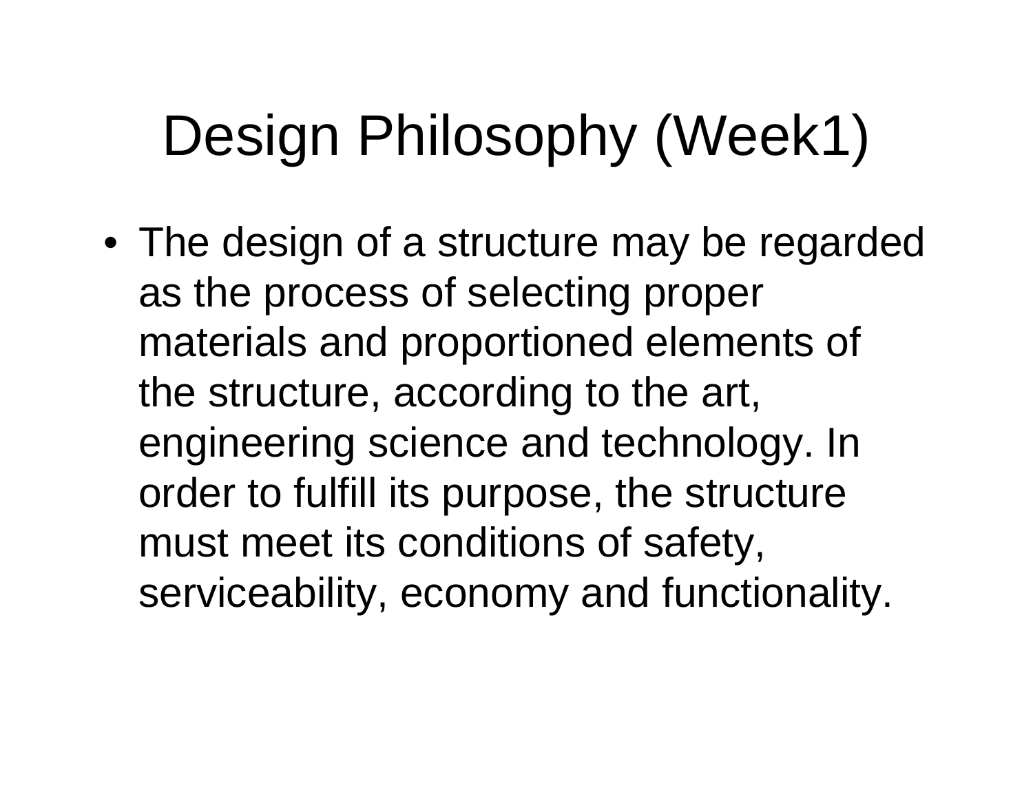# Design Philosophy (Week1)

- The design of a structure may be regarded as the process of selecting proper materials and proportioned elements of the structure, according to the art, engineering science and technology. In order to fulfill its purpose, the structure must meet its conditions of safety, serviceability, economy and functionality.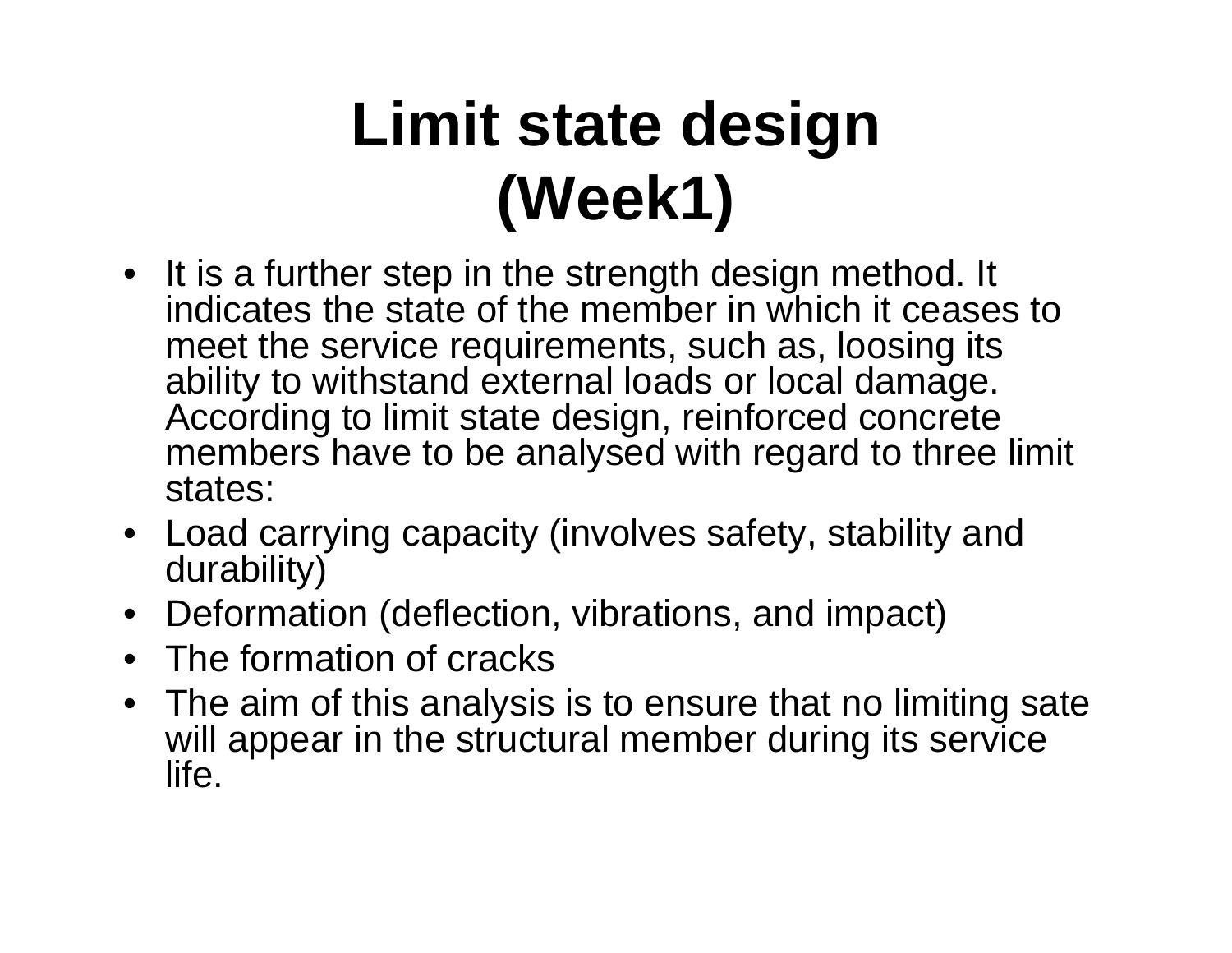# Limit state design (Week1)

- It is a further step in the strength design method. It indicates the state of the member in which it ceases to meet the service requirements, such as, loosing its ability to withstand external loads or local damage. According to limit state design, reinforced concrete members have to be analysed with regard to three limit states:
- Load carrying capacity (involves safety, stability and durability)
- Deformation (deflection, vibrations, and impact)
- The formation of cracks
- The aim of this analysis is to ensure that no limiting sate will appear in the structural member during its service life.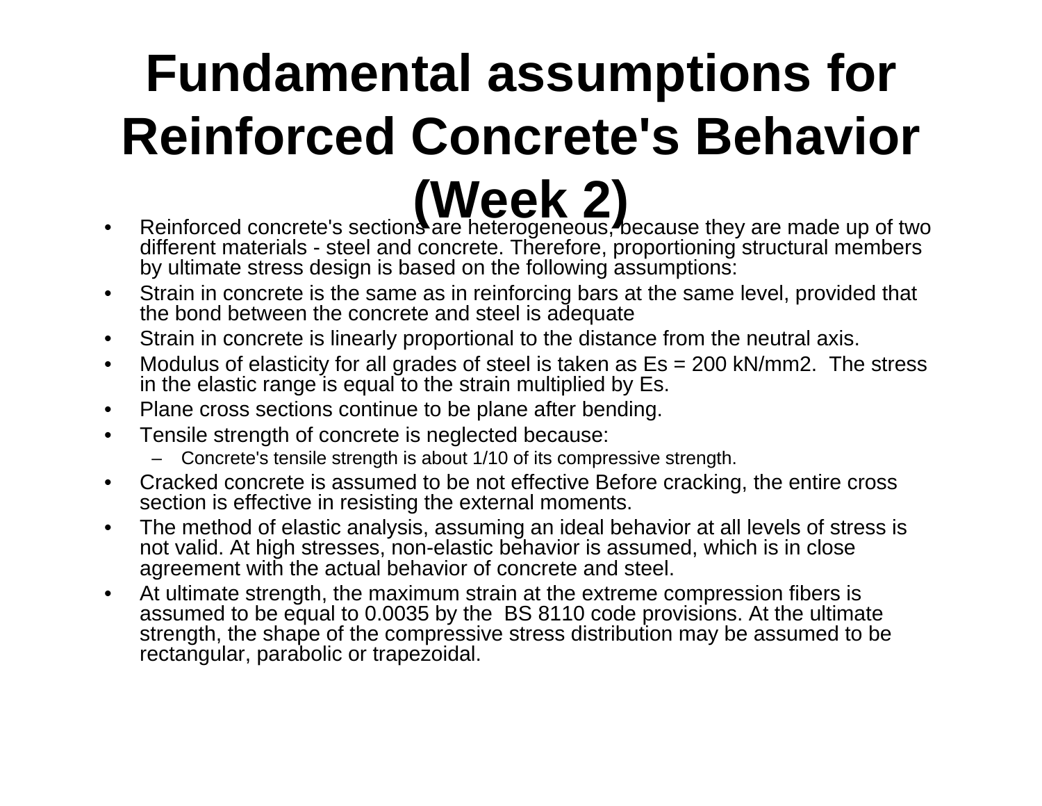# Fundamental assumptions for Reinforced Concrete's Behavior (Week 2)

- Reinforced concrete's sections are heterogeneous, because they are made up of two different materials - steel and concrete. Therefore, proportioning structural members by ultimate stress design is based on the following assumptions:
- Strain in concrete is the same as in reinforcing bars at the same level, provided that the bond between the concrete and steel is adequate
- Strain in concrete is linearly proportional to the distance from the neutral axis.
- Modulus of elasticity for all grades of steel is taken as $E_s$ = 200 kN/mm2. The stress in the elastic range is equal to the strain multiplied by $E_s$.
- Plane cross sections continue to be plane after bending.
- Tensile strength of concrete is neglected because:
  - Concrete's tensile strength is about 1/10 of its compressive strength.
- Cracked concrete is assumed to be not effective Before cracking, the entire cross section is effective in resisting the external moments.
- The method of elastic analysis, assuming an ideal behavior at all levels of stress is not valid. At high stresses, non-elastic behavior is assumed, which is in close agreement with the actual behavior of concrete and steel.
- At ultimate strength, the maximum strain at the extreme compression fibers is assumed to be equal to 0.0035 by the BS 8110 code provisions. At the ultimate strength, the shape of the compressive stress distribution may be assumed to be rectangular, parabolic or trapezoidal.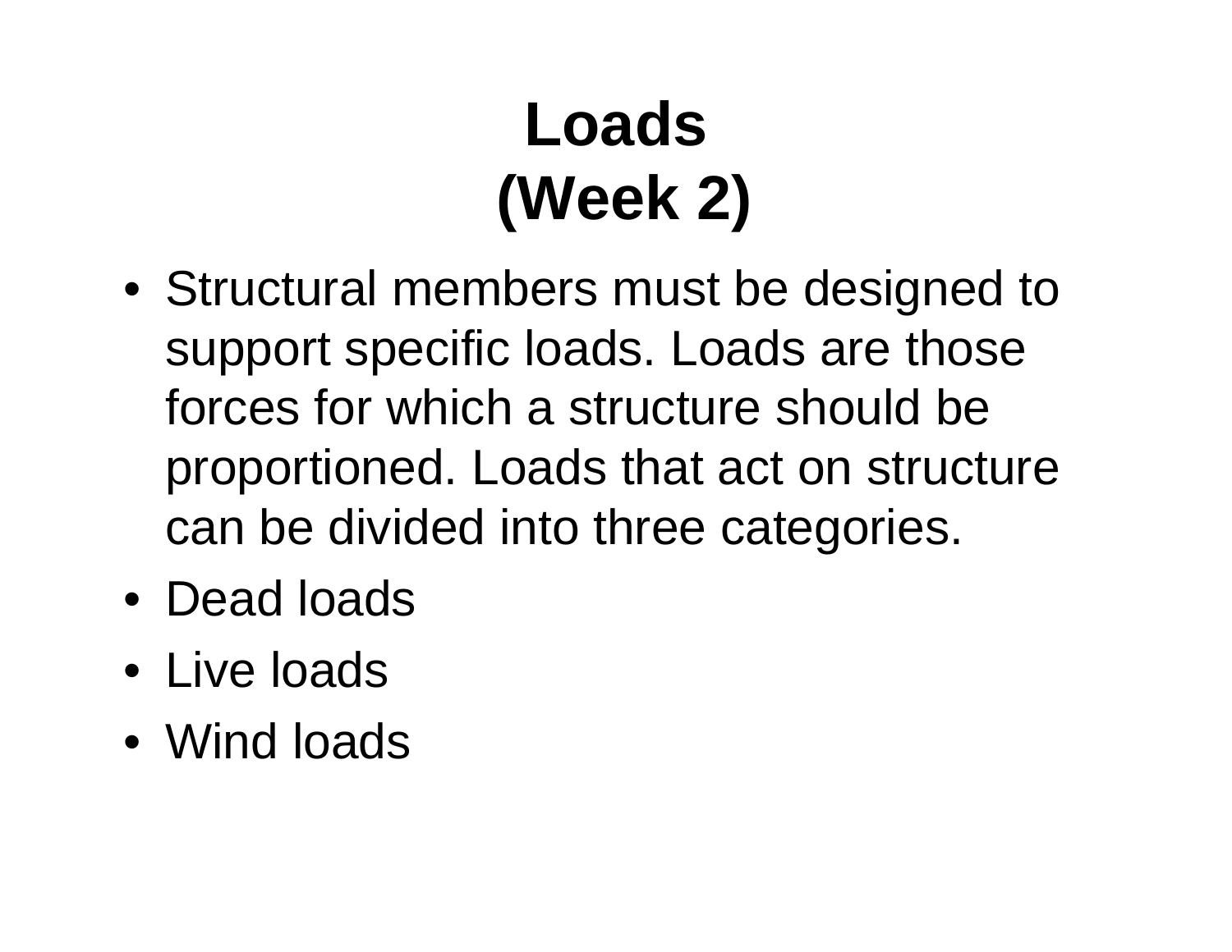# Loads (Week 2)

- Structural members must be designed to support specific loads. Loads are those forces for which a structure should be proportioned. Loads that act on structure can be divided into three categories.
- Dead loads
- Live loads
- Wind loads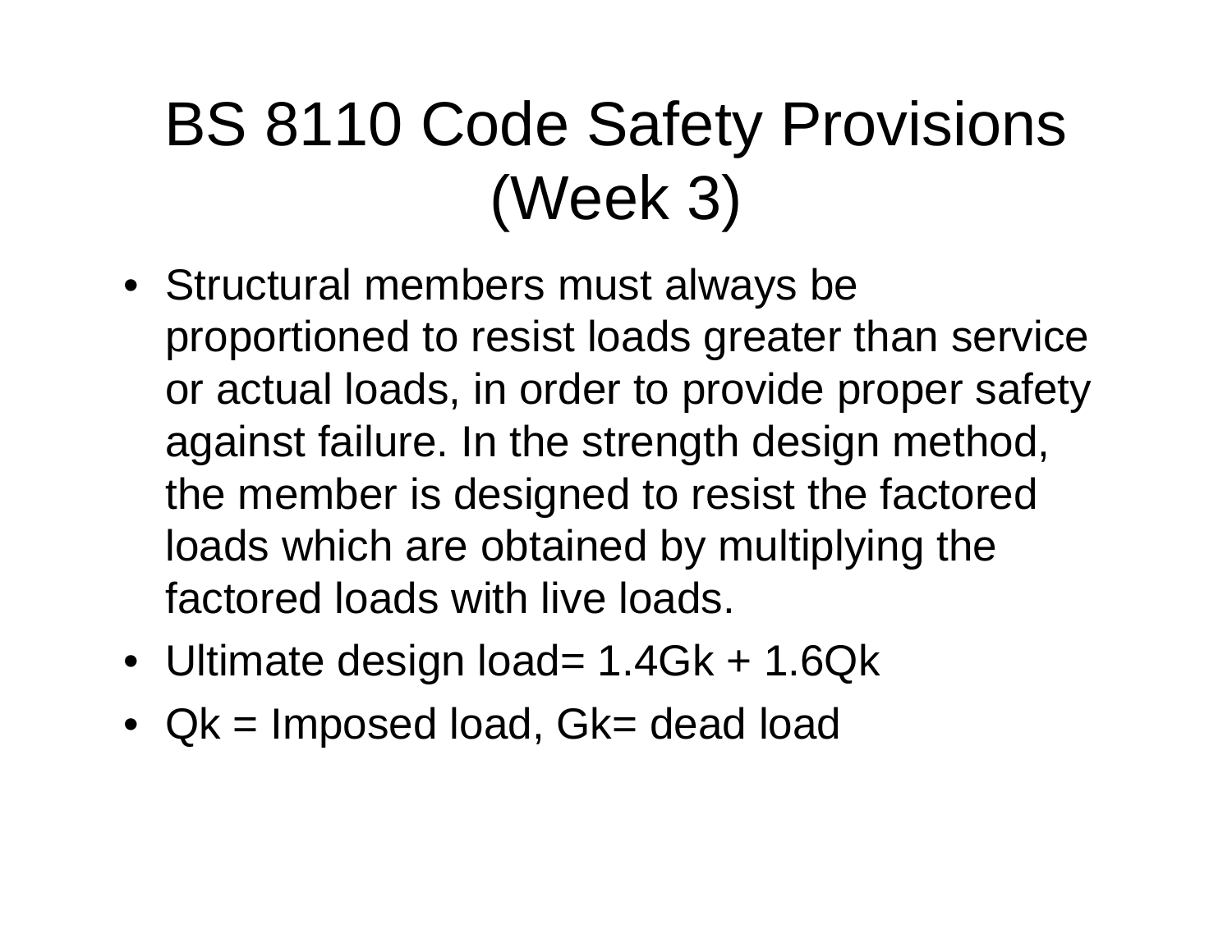# BS 8110 Code Safety Provisions (Week 3)

- Structural members must always be proportioned to resist loads greater than service or actual loads, in order to provide proper safety against failure. In the strength design method, the member is designed to resist the factored loads which are obtained by multiplying the factored loads with live loads.
- Ultimate design load= $1.4G_k + 1.6Q_k$
- $Q_k$ = Imposed load, $G_k$= dead load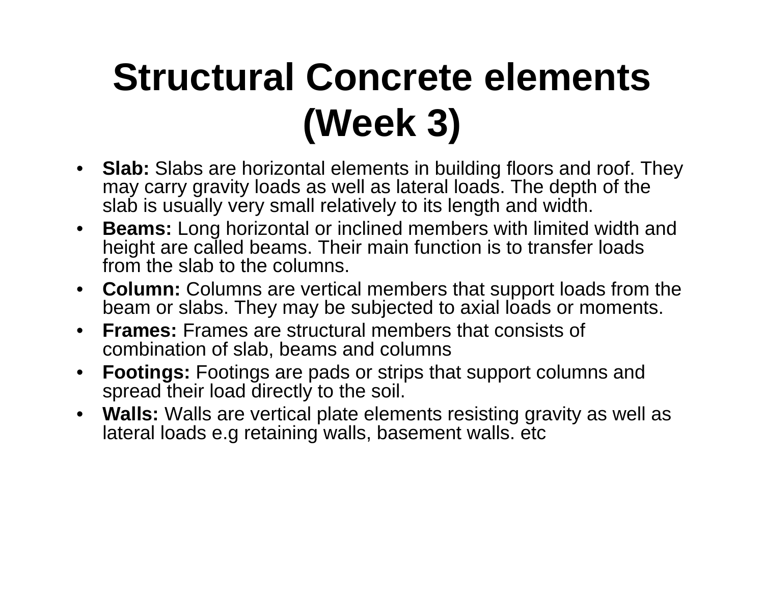# Structural Concrete elements (Week 3)

- **Slab:** Slabs are horizontal elements in building floors and roof. They may carry gravity loads as well as lateral loads. The depth of the slab is usually very small relatively to its length and width.
- **Beams:** Long horizontal or inclined members with limited width and height are called beams. Their main function is to transfer loads from the slab to the columns.
- **Column:** Columns are vertical members that support loads from the beam or slabs. They may be subjected to axial loads or moments.
- **Frames:** Frames are structural members that consists of combination of slab, beams and columns
- **Footings:** Footings are pads or strips that support columns and spread their load directly to the soil.
- **Walls:** Walls are vertical plate elements resisting gravity as well as lateral loads e.g retaining walls, basement walls. etc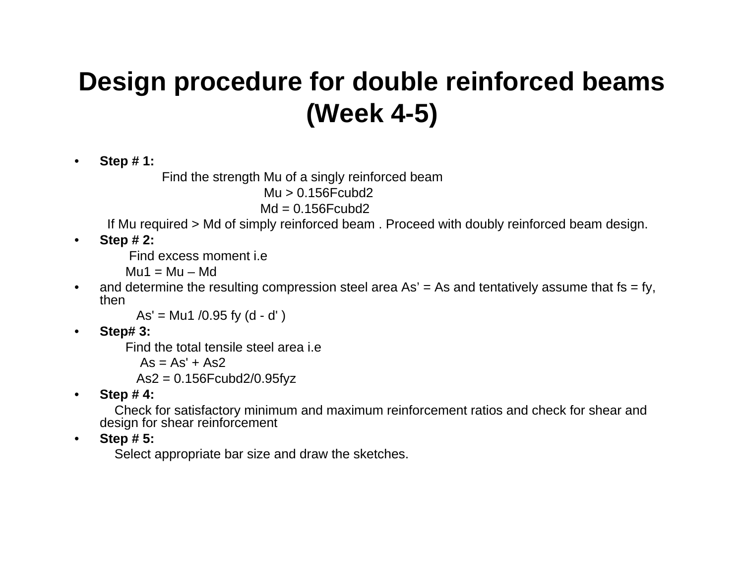# Design procedure for double reinforced beams (Week 4-5)

- **Step # 1:**

  Find the strength Mu of a singly reinforced beam

  $$M_u > 0.156 F_{cu} b d^2$$

  $$M_d = 0.156 F_{cu} b d^2$$

  If Mu required > Md of simply reinforced beam . Proceed with doubly reinforced beam design.

- **Step # 2:**

  Find excess moment i.e

  $M_{u1} = M_u - M_d$

- and determine the resulting compression steel area As' = As and tentatively assume that fs = fy, then

  $A_s' = M_{u1} / 0.95 f_y (d - d')$

- **Step# 3:**

  Find the total tensile steel area i.e

  $A_s = A_s' + A_{s2}$

  $A_{s2} = 0.156 F_{cu} b d^2 / 0.95 f_y z$

- **Step # 4:**

  Check for satisfactory minimum and maximum reinforcement ratios and check for shear and design for shear reinforcement

- **Step # 5:**

  Select appropriate bar size and draw the sketches.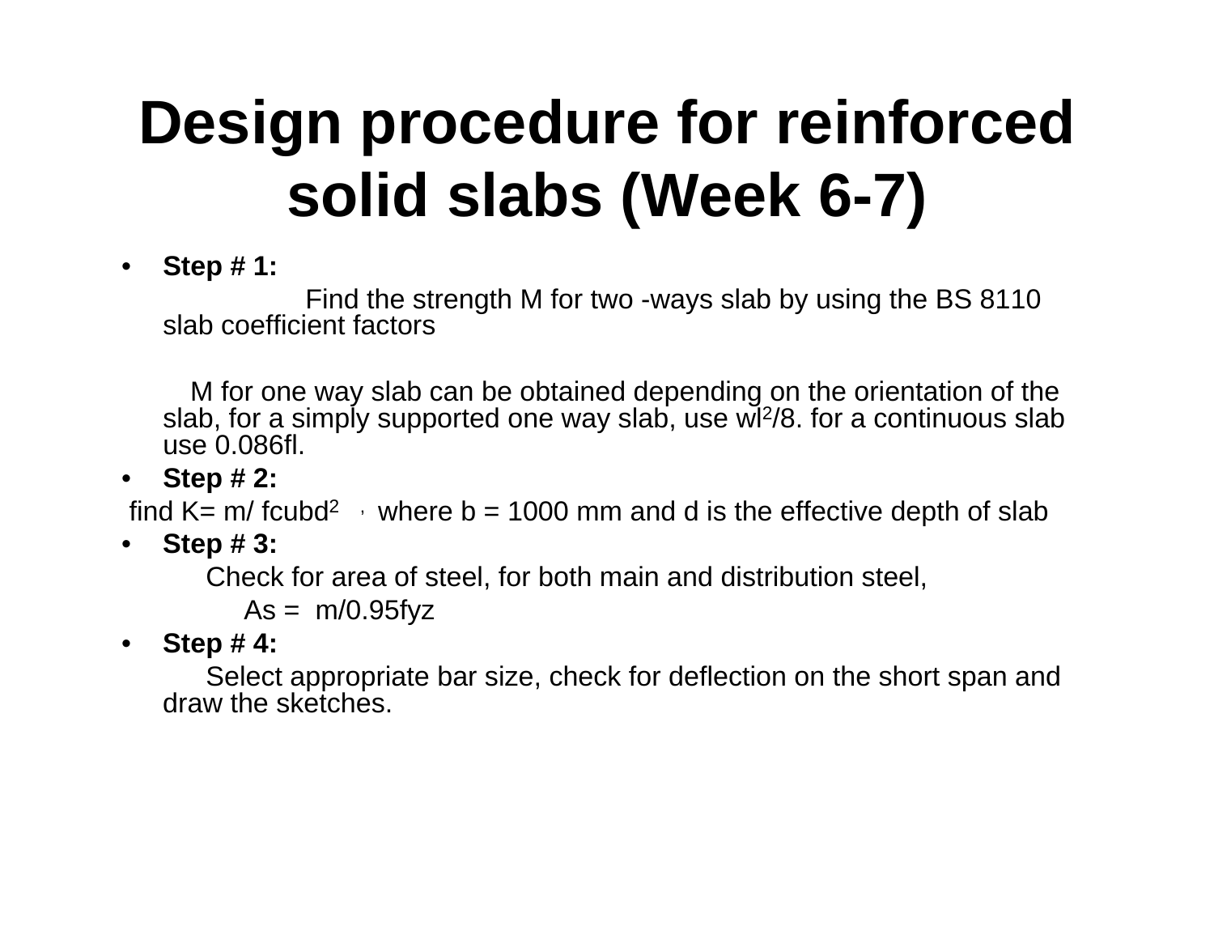# Design procedure for reinforced solid slabs (Week 6-7)

- **Step # 1:**

  Find the strength M for two -ways slab by using the BS 8110 slab coefficient factors

  M for one way slab can be obtained depending on the orientation of the slab, for a simply supported one way slab, use $wl^2/8$. for a continuous slab use 0.086fl.

- **Step # 2:**

  find $K = m/f_{cu}bd^2$ , where b = 1000 mm and d is the effective depth of slab

- **Step # 3:**

  Check for area of steel, for both main and distribution steel,

  $A_s = m/0.95f_yz$

- **Step # 4:**

  Select appropriate bar size, check for deflection on the short span and draw the sketches.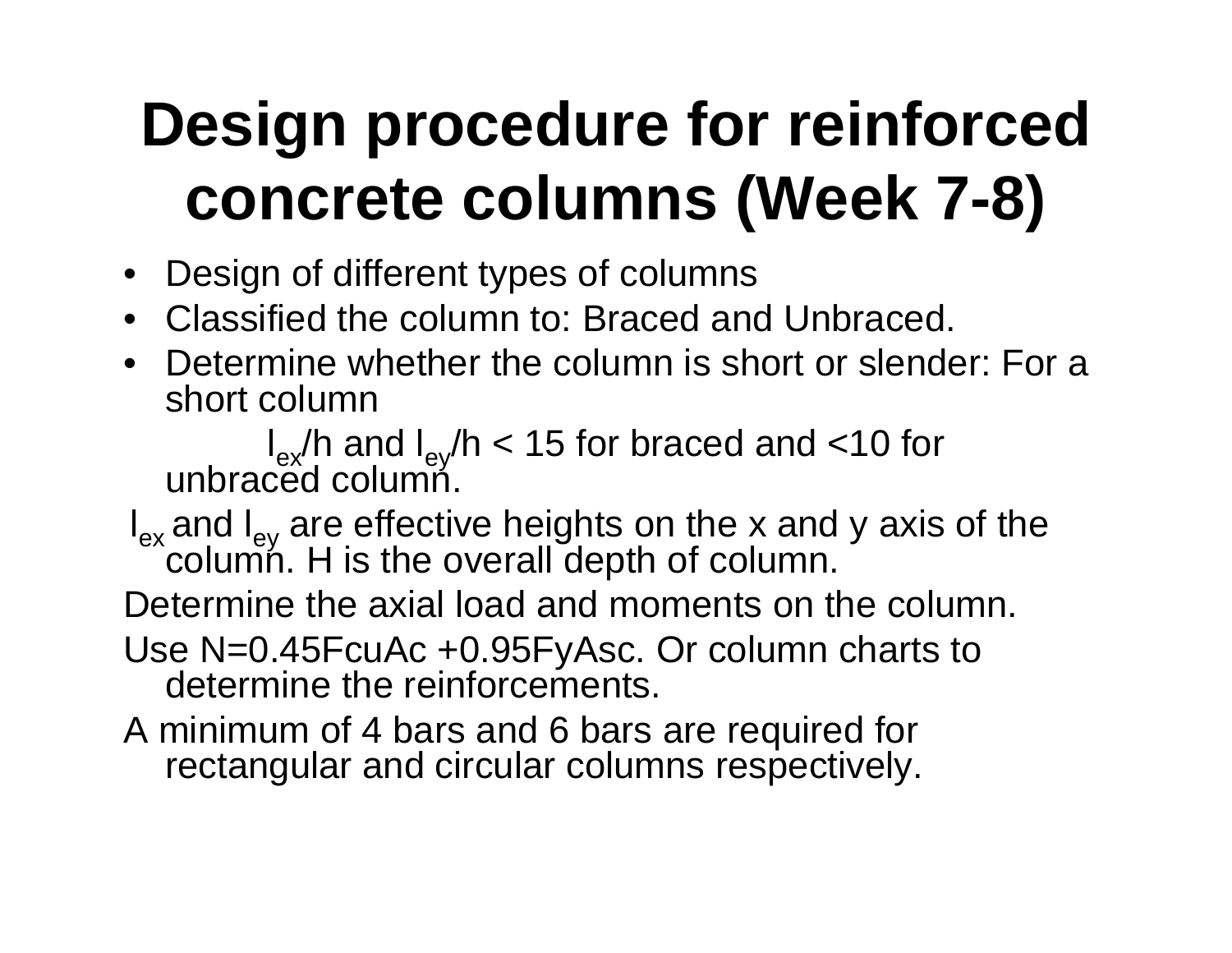# Design procedure for reinforced concrete columns (Week 7-8)

- Design of different types of columns
- Classified the column to: Braced and Unbraced.
- Determine whether the column is short or slender: For a short column

  $l_{ex}/h$ and $l_{ey}/h < 15$ for braced and $<10$ for unbraced column.

$l_{ex}$ and $l_{ey}$ are effective heights on the x and y axis of the column. H is the overall depth of column.

Determine the axial load and moments on the column.

Use $N=0.45F_{cu}A_c +0.95F_yA_{sc}$. Or column charts to determine the reinforcements.

A minimum of 4 bars and 6 bars are required for rectangular and circular columns respectively.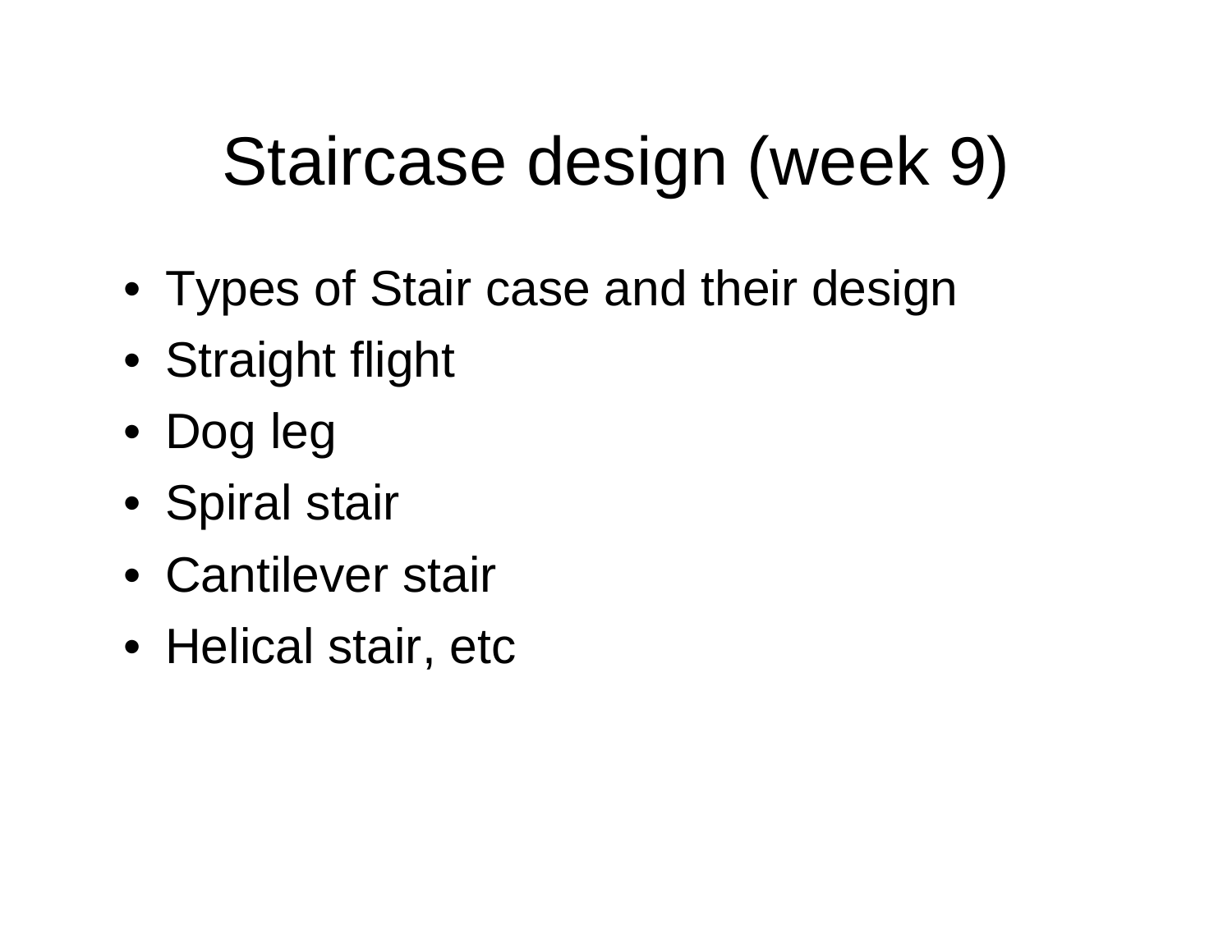# Staircase design (week 9)

- Types of Stair case and their design
- Straight flight
- Dog leg
- Spiral stair
- Cantilever stair
- Helical stair, etc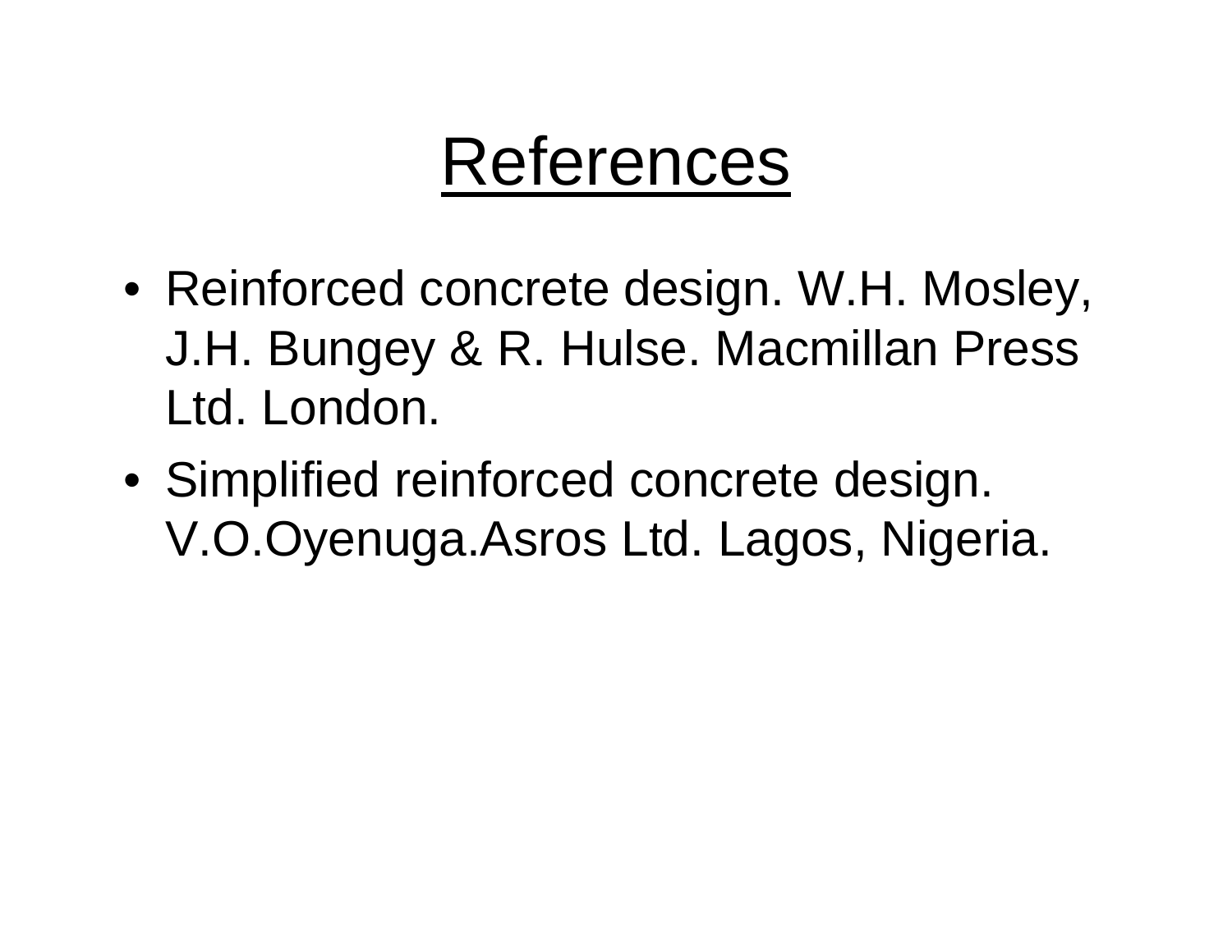# References

- Reinforced concrete design. W.H. Mosley, J.H. Bungey & R. Hulse. Macmillan Press Ltd. London.
- Simplified reinforced concrete design. V.O.Oyenuga.Asros Ltd. Lagos, Nigeria.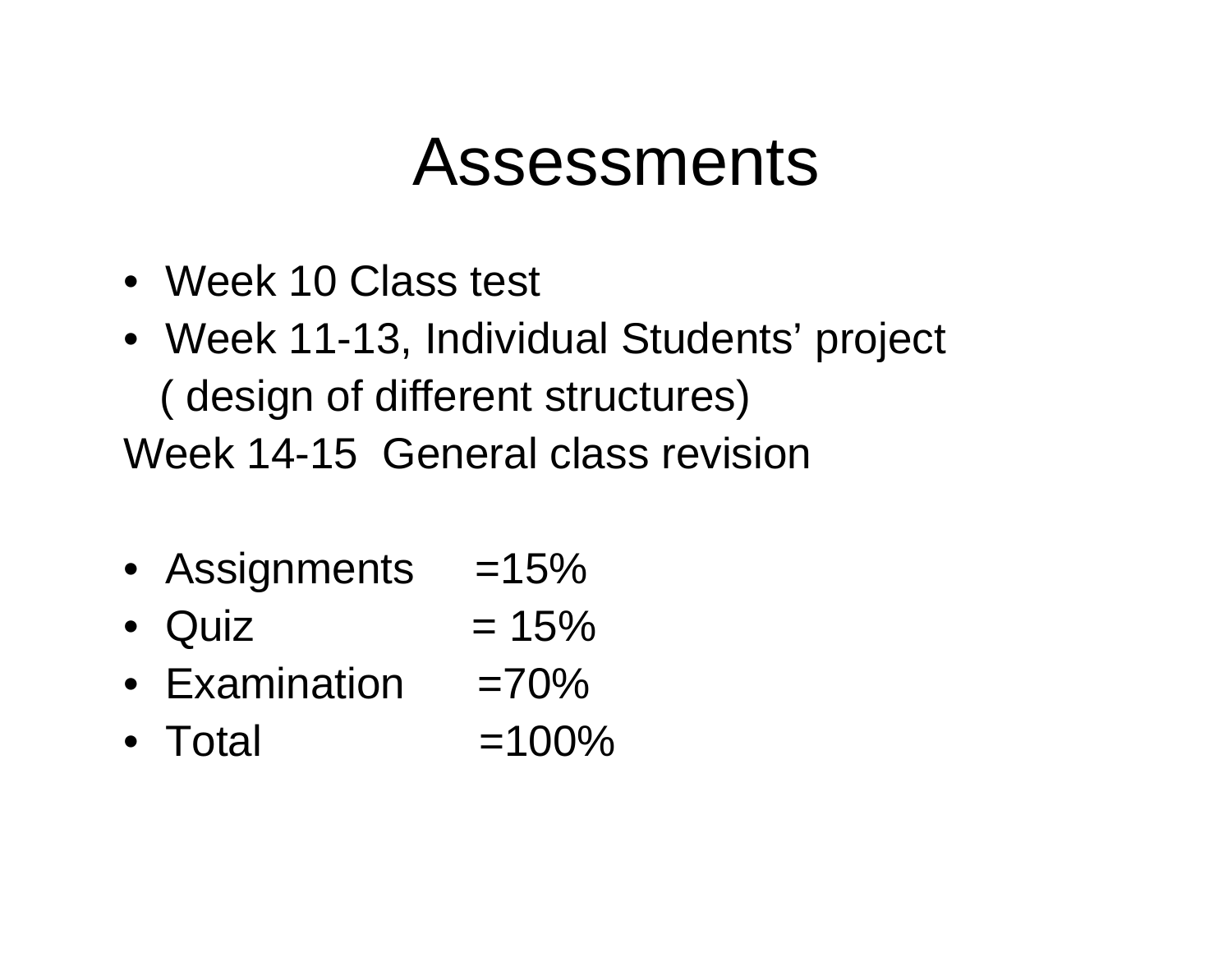# Assessments

- Week 10 Class test
- Week 11-13, Individual Students' project
  ( design of different structures)

Week 14-15 General class revision

- Assignments =15%
- Quiz = 15%
- Examination =70%
- Total =100%